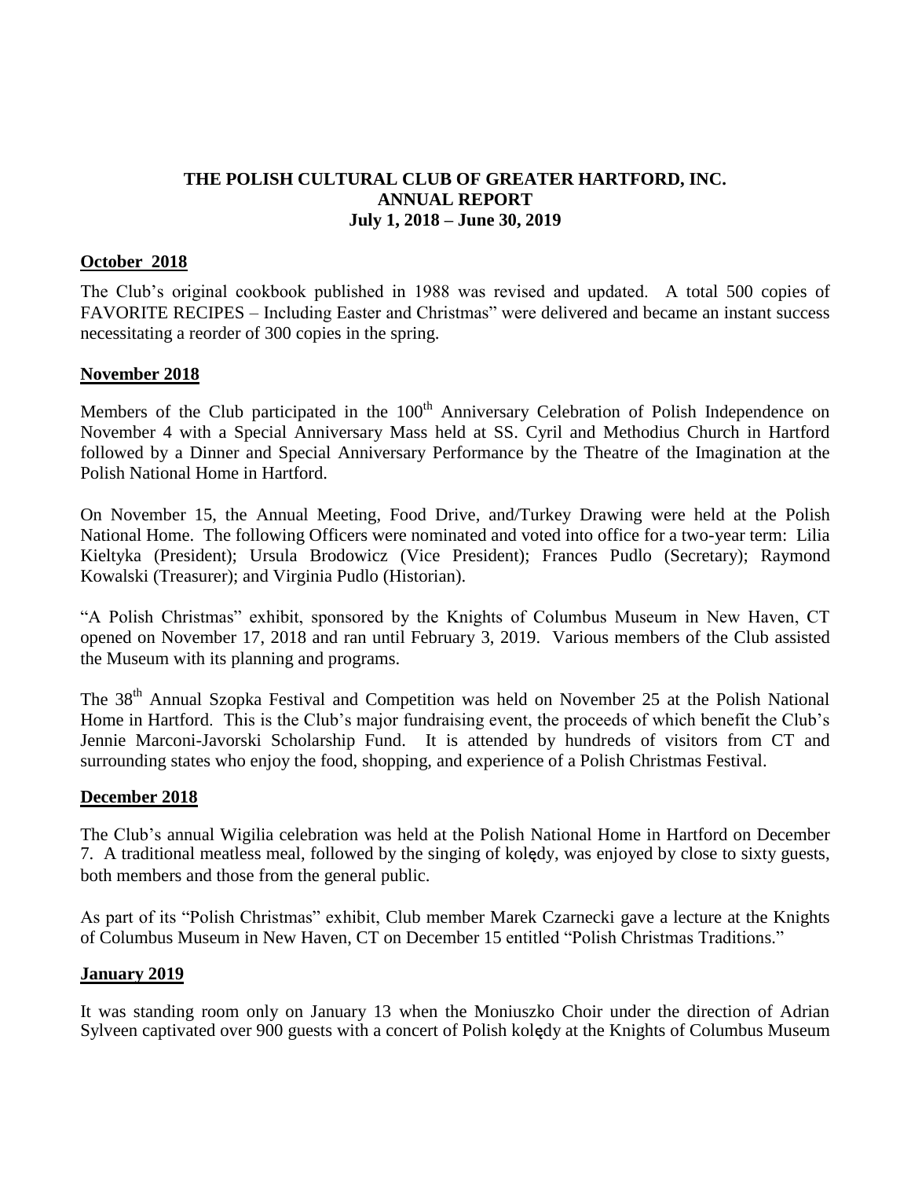**THE POLISH CULTURAL CLUB OF GREATER HARTFORD, INC.**
**ANNUAL REPORT**
**July 1, 2018 – June 30, 2019**

## October 2018

The Club's original cookbook published in 1988 was revised and updated. A total 500 copies of FAVORITE RECIPES – Including Easter and Christmas" were delivered and became an instant success necessitating a reorder of 300 copies in the spring.

## November 2018

Members of the Club participated in the 100th Anniversary Celebration of Polish Independence on November 4 with a Special Anniversary Mass held at SS. Cyril and Methodius Church in Hartford followed by a Dinner and Special Anniversary Performance by the Theatre of the Imagination at the Polish National Home in Hartford.

On November 15, the Annual Meeting, Food Drive, and/Turkey Drawing were held at the Polish National Home. The following Officers were nominated and voted into office for a two-year term: Lilia Kieltyka (President); Ursula Brodowicz (Vice President); Frances Pudlo (Secretary); Raymond Kowalski (Treasurer); and Virginia Pudlo (Historian).

"A Polish Christmas" exhibit, sponsored by the Knights of Columbus Museum in New Haven, CT opened on November 17, 2018 and ran until February 3, 2019. Various members of the Club assisted the Museum with its planning and programs.

The 38th Annual Szopka Festival and Competition was held on November 25 at the Polish National Home in Hartford. This is the Club's major fundraising event, the proceeds of which benefit the Club's Jennie Marconi-Javorski Scholarship Fund. It is attended by hundreds of visitors from CT and surrounding states who enjoy the food, shopping, and experience of a Polish Christmas Festival.

## December 2018

The Club's annual Wigilia celebration was held at the Polish National Home in Hartford on December 7. A traditional meatless meal, followed by the singing of kolędy, was enjoyed by close to sixty guests, both members and those from the general public.

As part of its "Polish Christmas" exhibit, Club member Marek Czarnecki gave a lecture at the Knights of Columbus Museum in New Haven, CT on December 15 entitled "Polish Christmas Traditions."

## January 2019

It was standing room only on January 13 when the Moniuszko Choir under the direction of Adrian Sylveen captivated over 900 guests with a concert of Polish kolędy at the Knights of Columbus Museum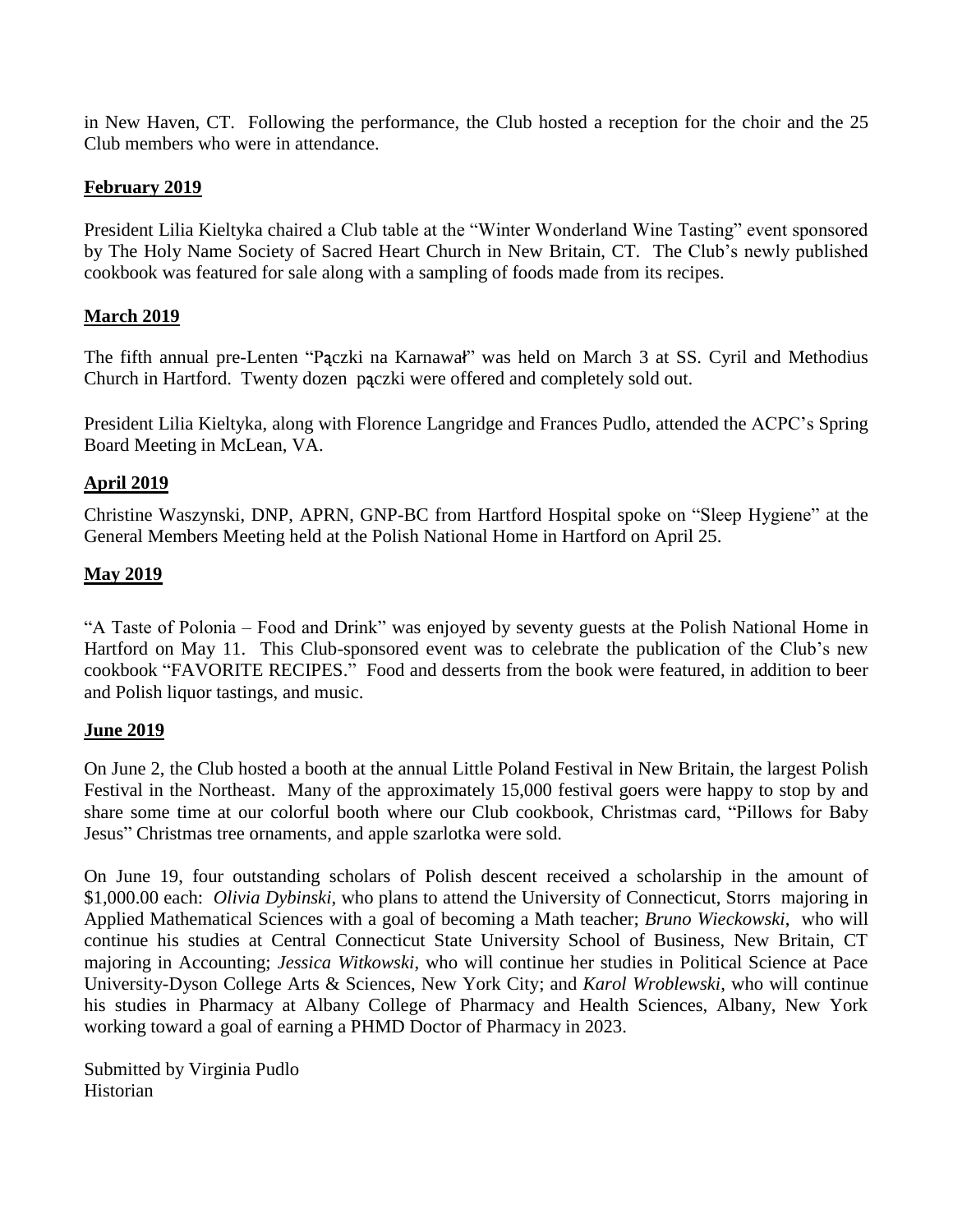in New Haven, CT. Following the performance, the Club hosted a reception for the choir and the 25 Club members who were in attendance.

**February 2019**

President Lilia Kieltyka chaired a Club table at the "Winter Wonderland Wine Tasting" event sponsored by The Holy Name Society of Sacred Heart Church in New Britain, CT. The Club's newly published cookbook was featured for sale along with a sampling of foods made from its recipes.

**March 2019**

The fifth annual pre-Lenten "Pączki na Karnawał" was held on March 3 at SS. Cyril and Methodius Church in Hartford. Twenty dozen pączki were offered and completely sold out.

President Lilia Kieltyka, along with Florence Langridge and Frances Pudlo, attended the ACPC's Spring Board Meeting in McLean, VA.

**April 2019**

Christine Waszynski, DNP, APRN, GNP-BC from Hartford Hospital spoke on "Sleep Hygiene" at the General Members Meeting held at the Polish National Home in Hartford on April 25.

**May 2019**

"A Taste of Polonia – Food and Drink" was enjoyed by seventy guests at the Polish National Home in Hartford on May 11. This Club-sponsored event was to celebrate the publication of the Club's new cookbook "FAVORITE RECIPES." Food and desserts from the book were featured, in addition to beer and Polish liquor tastings, and music.

**June 2019**

On June 2, the Club hosted a booth at the annual Little Poland Festival in New Britain, the largest Polish Festival in the Northeast. Many of the approximately 15,000 festival goers were happy to stop by and share some time at our colorful booth where our Club cookbook, Christmas card, "Pillows for Baby Jesus" Christmas tree ornaments, and apple szarlotka were sold.

On June 19, four outstanding scholars of Polish descent received a scholarship in the amount of $1,000.00 each: *Olivia Dybinski*, who plans to attend the University of Connecticut, Storrs majoring in Applied Mathematical Sciences with a goal of becoming a Math teacher; *Bruno Wieckowski*, who will continue his studies at Central Connecticut State University School of Business, New Britain, CT majoring in Accounting; *Jessica Witkowski*, who will continue her studies in Political Science at Pace University-Dyson College Arts & Sciences, New York City; and *Karol Wroblewski*, who will continue his studies in Pharmacy at Albany College of Pharmacy and Health Sciences, Albany, New York working toward a goal of earning a PHMD Doctor of Pharmacy in 2023.

Submitted by Virginia Pudlo
Historian